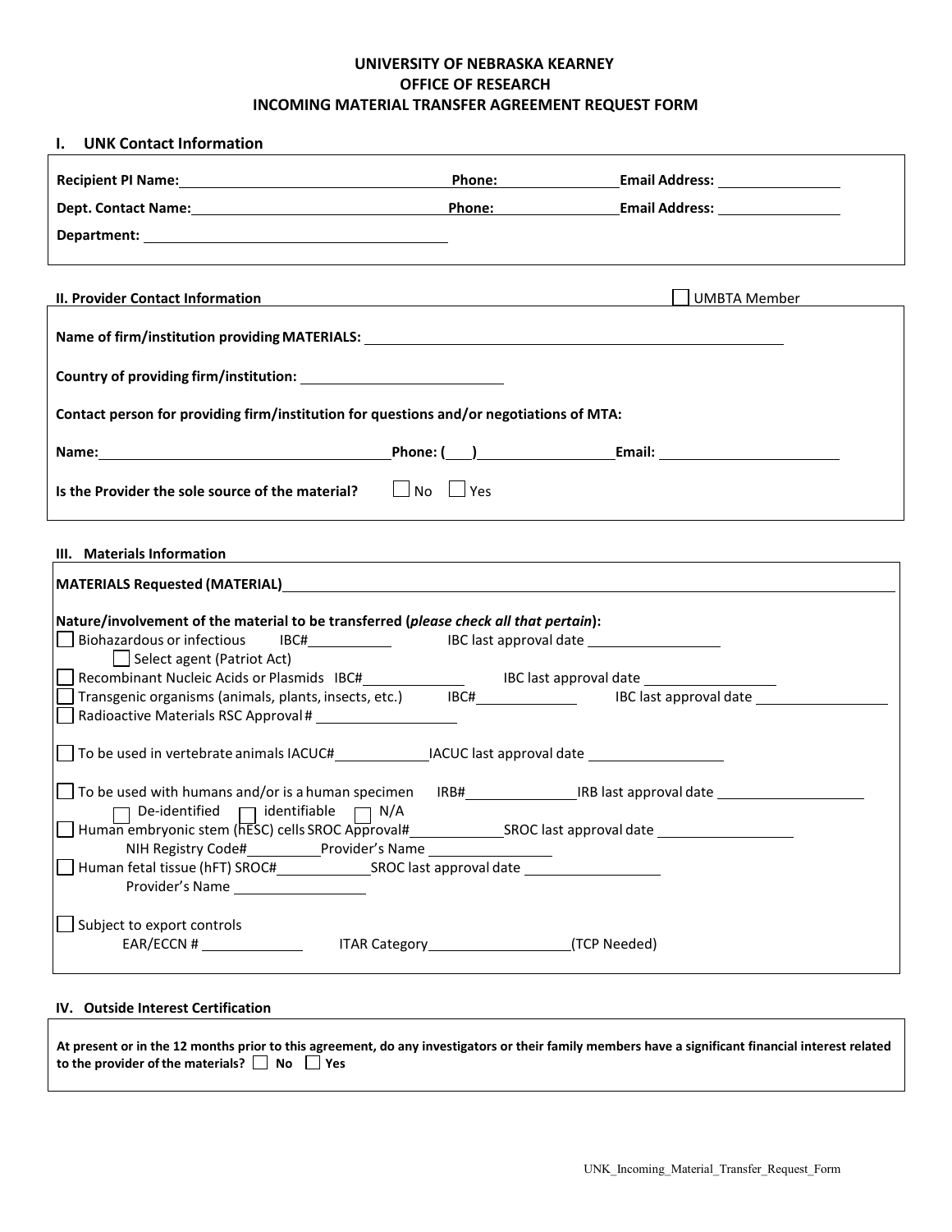# UNIVERSITY OF NEBRASKA KEARNEY
## OFFICE OF RESEARCH
## INCOMING MATERIAL TRANSFER AGREEMENT REQUEST FORM

### I. UNK Contact Information

**Recipient PI Name:** ____________________ **Phone:** __________ **Email Address:** __________

**Dept. Contact Name:** ____________________ **Phone:** __________ **Email Address:** __________

**Department:** ____________________

### II. Provider Contact Information

☐ UMBTA Member

**Name of firm/institution providing MATERIALS:** ____________________

**Country of providing firm/institution:** ____________________

**Contact person for providing firm/institution for questions and/or negotiations of MTA:**

**Name:** ____________________ **Phone: (___)** __________ **Email:** __________

**Is the Provider the sole source of the material?** ☐ No ☐ Yes

### III. Materials Information

**MATERIALS Requested (MATERIAL)** ____________________

**Nature/involvement of the material to be transferred (*please check all that pertain*):**

☐ Biohazardous or infectious IBC# __________ IBC last approval date __________

  ☐ Select agent (Patriot Act)

☐ Recombinant Nucleic Acids or Plasmids IBC# __________ IBC last approval date __________

☐ Transgenic organisms (animals, plants, insects, etc.) IBC# __________ IBC last approval date __________

☐ Radioactive Materials RSC Approval # __________

☐ To be used in vertebrate animals IACUC# __________ IACUC last approval date __________

☐ To be used with humans and/or is a human specimen IRB# __________ IRB last approval date __________

  ☐ De-identified ☐ identifiable ☐ N/A

☐ Human embryonic stem (hESC) cells SROC Approval# __________ SROC last approval date __________

  NIH Registry Code# __________ Provider's Name __________

☐ Human fetal tissue (hFT) SROC# __________ SROC last approval date __________

  Provider's Name __________

☐ Subject to export controls

  EAR/ECCN # __________ ITAR Category __________ (TCP Needed)

### IV. Outside Interest Certification

**At present or in the 12 months prior to this agreement, do any investigators or their family members have a significant financial interest related to the provider of the materials?** ☐ **No** ☐ **Yes**

UNK_Incoming_Material_Transfer_Request_Form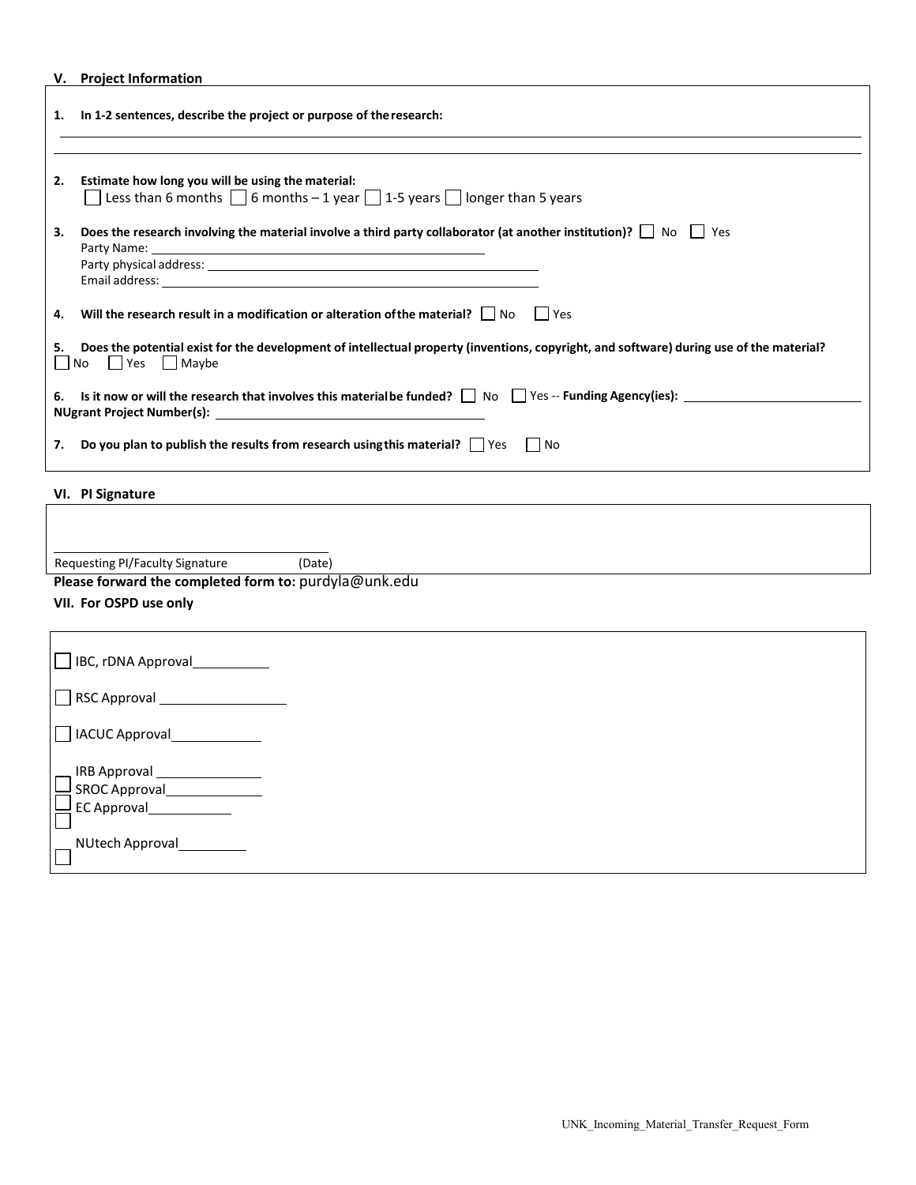## V. Project Information

1. **In 1-2 sentences, describe the project or purpose of the research:**

______________________________________________________________________

______________________________________________________________________

2. **Estimate how long you will be using the material:**
☐ Less than 6 months ☐ 6 months – 1 year ☐ 1-5 years ☐ longer than 5 years

3. **Does the research involving the material involve a third party collaborator (at another institution)?** ☐ No ☐ Yes
Party Name: ______________________________
Party physical address: ______________________________
Email address: ______________________________

4. **Will the research result in a modification or alteration of the material?** ☐ No ☐ Yes

5. **Does the potential exist for the development of intellectual property (inventions, copyright, and software) during use of the material?**
☐ No ☐ Yes ☐ Maybe

6. **Is it now or will the research that involves this material be funded?** ☐ No ☐ Yes -- **Funding Agency(ies):** ______________________________
**NUgrant Project Number(s):** ______________________________

7. **Do you plan to publish the results from research using this material?** ☐ Yes ☐ No

## VI. PI Signature

______________________________
Requesting PI/Faculty Signature (Date)

**Please forward the completed form to:** purdyla@unk.edu

## VII. For OSPD use only

☐ IBC, rDNA Approval __________

☐ RSC Approval __________

☐ IACUC Approval __________

☐ IRB Approval __________

☐ SROC Approval __________

☐ EC Approval __________

☐ NUtech Approval __________